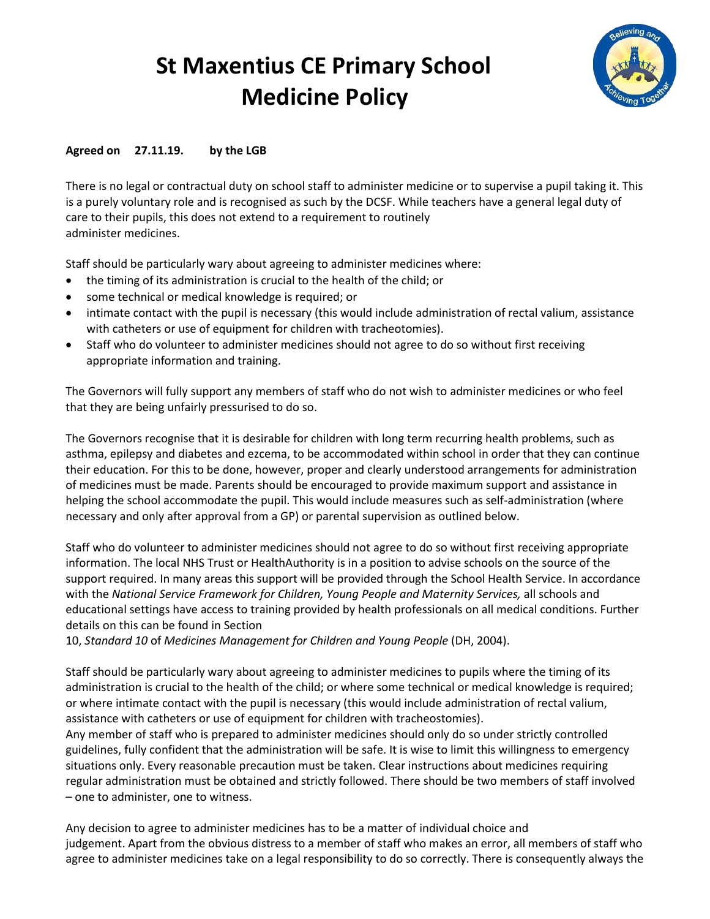# St Maxentius CE Primary School Medicine Policy

**Agreed on 27.11.19. by the LGB**

There is no legal or contractual duty on school staff to administer medicine or to supervise a pupil taking it. This is a purely voluntary role and is recognised as such by the DCSF. While teachers have a general legal duty of care to their pupils, this does not extend to a requirement to routinely administer medicines.

Staff should be particularly wary about agreeing to administer medicines where:

- the timing of its administration is crucial to the health of the child; or
- some technical or medical knowledge is required; or
- intimate contact with the pupil is necessary (this would include administration of rectal valium, assistance with catheters or use of equipment for children with tracheotomies).
- Staff who do volunteer to administer medicines should not agree to do so without first receiving appropriate information and training.

The Governors will fully support any members of staff who do not wish to administer medicines or who feel that they are being unfairly pressurised to do so.

The Governors recognise that it is desirable for children with long term recurring health problems, such as asthma, epilepsy and diabetes and ezcema, to be accommodated within school in order that they can continue their education. For this to be done, however, proper and clearly understood arrangements for administration of medicines must be made. Parents should be encouraged to provide maximum support and assistance in helping the school accommodate the pupil. This would include measures such as self-administration (where necessary and only after approval from a GP) or parental supervision as outlined below.

Staff who do volunteer to administer medicines should not agree to do so without first receiving appropriate information. The local NHS Trust or HealthAuthority is in a position to advise schools on the source of the support required. In many areas this support will be provided through the School Health Service. In accordance with the *National Service Framework for Children, Young People and Maternity Services,* all schools and educational settings have access to training provided by health professionals on all medical conditions. Further details on this can be found in Section 10, *Standard 10* of *Medicines Management for Children and Young People* (DH, 2004).

Staff should be particularly wary about agreeing to administer medicines to pupils where the timing of its administration is crucial to the health of the child; or where some technical or medical knowledge is required; or where intimate contact with the pupil is necessary (this would include administration of rectal valium, assistance with catheters or use of equipment for children with tracheostomies).

Any member of staff who is prepared to administer medicines should only do so under strictly controlled guidelines, fully confident that the administration will be safe. It is wise to limit this willingness to emergency situations only. Every reasonable precaution must be taken. Clear instructions about medicines requiring regular administration must be obtained and strictly followed. There should be two members of staff involved – one to administer, one to witness.

Any decision to agree to administer medicines has to be a matter of individual choice and judgement. Apart from the obvious distress to a member of staff who makes an error, all members of staff who agree to administer medicines take on a legal responsibility to do so correctly. There is consequently always the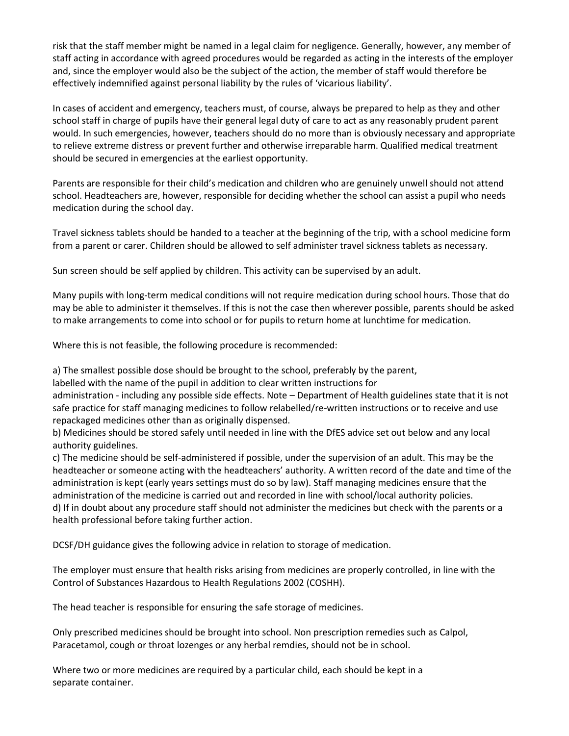risk that the staff member might be named in a legal claim for negligence. Generally, however, any member of staff acting in accordance with agreed procedures would be regarded as acting in the interests of the employer and, since the employer would also be the subject of the action, the member of staff would therefore be effectively indemnified against personal liability by the rules of 'vicarious liability'.

In cases of accident and emergency, teachers must, of course, always be prepared to help as they and other school staff in charge of pupils have their general legal duty of care to act as any reasonably prudent parent would. In such emergencies, however, teachers should do no more than is obviously necessary and appropriate to relieve extreme distress or prevent further and otherwise irreparable harm. Qualified medical treatment should be secured in emergencies at the earliest opportunity.

Parents are responsible for their child's medication and children who are genuinely unwell should not attend school. Headteachers are, however, responsible for deciding whether the school can assist a pupil who needs medication during the school day.

Travel sickness tablets should be handed to a teacher at the beginning of the trip, with a school medicine form from a parent or carer. Children should be allowed to self administer travel sickness tablets as necessary.

Sun screen should be self applied by children. This activity can be supervised by an adult.

Many pupils with long-term medical conditions will not require medication during school hours. Those that do may be able to administer it themselves. If this is not the case then wherever possible, parents should be asked to make arrangements to come into school or for pupils to return home at lunchtime for medication.

Where this is not feasible, the following procedure is recommended:

a) The smallest possible dose should be brought to the school, preferably by the parent, labelled with the name of the pupil in addition to clear written instructions for administration - including any possible side effects. Note – Department of Health guidelines state that it is not safe practice for staff managing medicines to follow relabelled/re-written instructions or to receive and use repackaged medicines other than as originally dispensed.
b) Medicines should be stored safely until needed in line with the DfES advice set out below and any local authority guidelines.
c) The medicine should be self-administered if possible, under the supervision of an adult. This may be the headteacher or someone acting with the headteachers' authority. A written record of the date and time of the administration is kept (early years settings must do so by law). Staff managing medicines ensure that the administration of the medicine is carried out and recorded in line with school/local authority policies.
d) If in doubt about any procedure staff should not administer the medicines but check with the parents or a health professional before taking further action.

DCSF/DH guidance gives the following advice in relation to storage of medication.

The employer must ensure that health risks arising from medicines are properly controlled, in line with the Control of Substances Hazardous to Health Regulations 2002 (COSHH).

The head teacher is responsible for ensuring the safe storage of medicines.

Only prescribed medicines should be brought into school. Non prescription remedies such as Calpol, Paracetamol, cough or throat lozenges or any herbal remdies, should not be in school.

Where two or more medicines are required by a particular child, each should be kept in a separate container.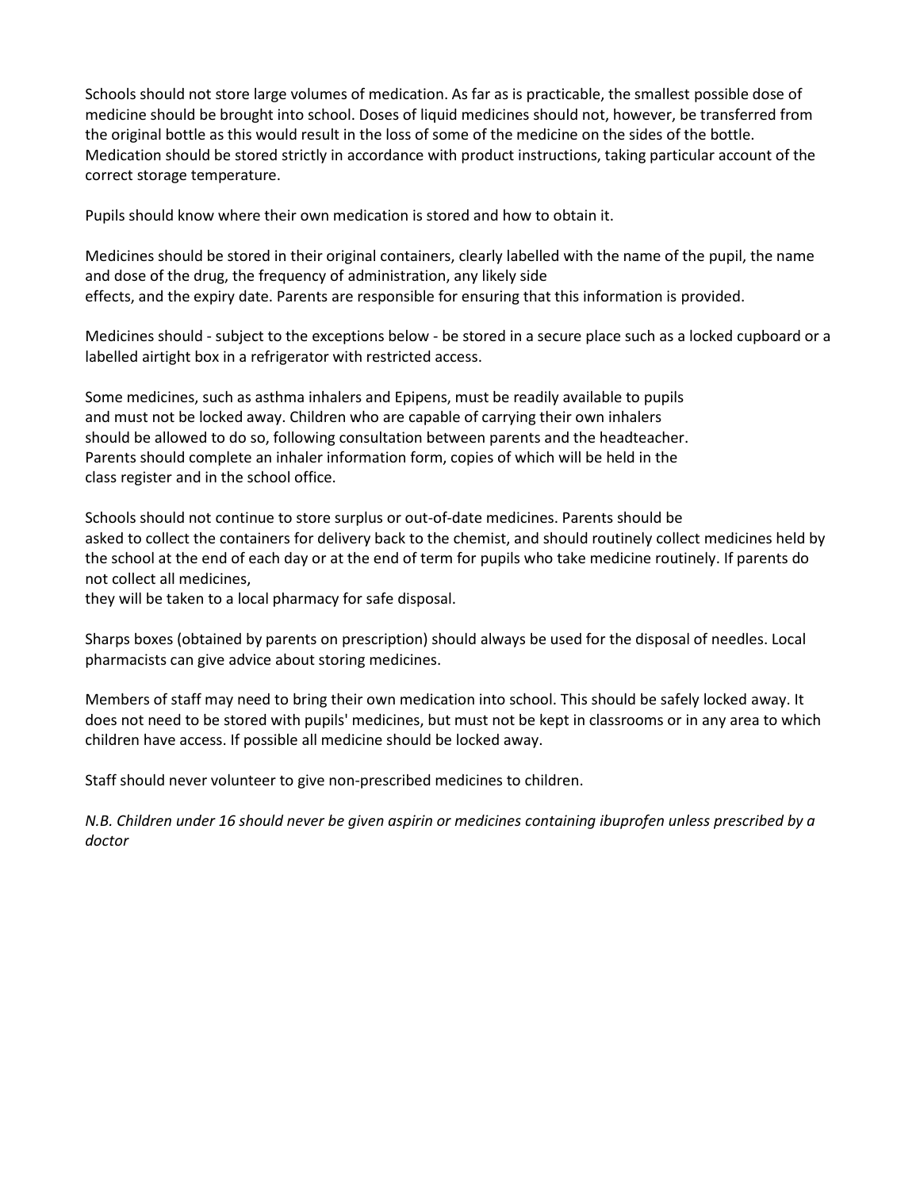Schools should not store large volumes of medication. As far as is practicable, the smallest possible dose of medicine should be brought into school. Doses of liquid medicines should not, however, be transferred from the original bottle as this would result in the loss of some of the medicine on the sides of the bottle. Medication should be stored strictly in accordance with product instructions, taking particular account of the correct storage temperature.

Pupils should know where their own medication is stored and how to obtain it.

Medicines should be stored in their original containers, clearly labelled with the name of the pupil, the name and dose of the drug, the frequency of administration, any likely side effects, and the expiry date. Parents are responsible for ensuring that this information is provided.

Medicines should - subject to the exceptions below - be stored in a secure place such as a locked cupboard or a labelled airtight box in a refrigerator with restricted access.

Some medicines, such as asthma inhalers and Epipens, must be readily available to pupils and must not be locked away. Children who are capable of carrying their own inhalers should be allowed to do so, following consultation between parents and the headteacher. Parents should complete an inhaler information form, copies of which will be held in the class register and in the school office.

Schools should not continue to store surplus or out-of-date medicines. Parents should be asked to collect the containers for delivery back to the chemist, and should routinely collect medicines held by the school at the end of each day or at the end of term for pupils who take medicine routinely. If parents do not collect all medicines, they will be taken to a local pharmacy for safe disposal.

Sharps boxes (obtained by parents on prescription) should always be used for the disposal of needles. Local pharmacists can give advice about storing medicines.

Members of staff may need to bring their own medication into school. This should be safely locked away. It does not need to be stored with pupils' medicines, but must not be kept in classrooms or in any area to which children have access. If possible all medicine should be locked away.

Staff should never volunteer to give non-prescribed medicines to children.

*N.B. Children under 16 should never be given aspirin or medicines containing ibuprofen unless prescribed by a doctor*